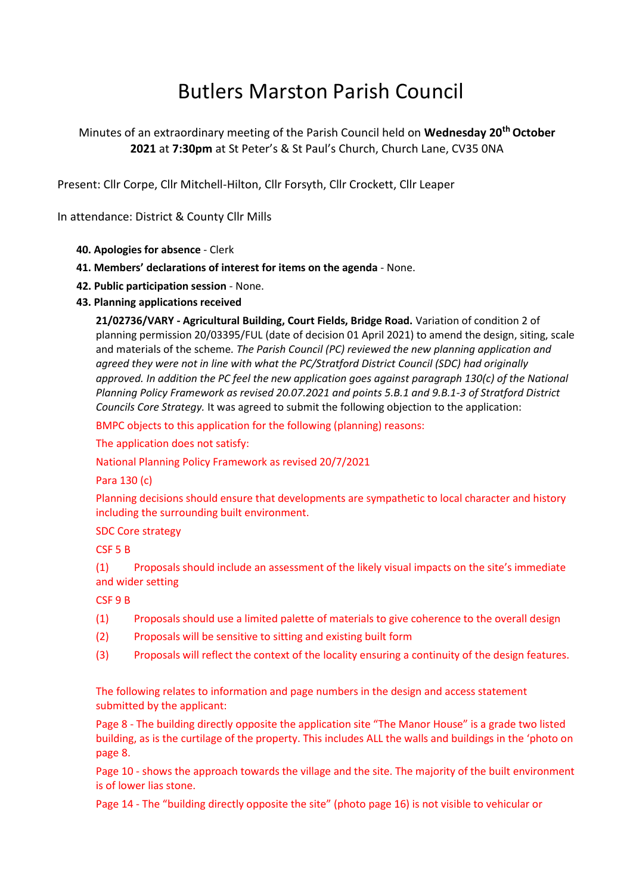# Butlers Marston Parish Council

Minutes of an extraordinary meeting of the Parish Council held on **Wednesday 20th October 2021** at **7:30pm** at St Peter's & St Paul's Church, Church Lane, CV35 0NA

Present: Cllr Corpe, Cllr Mitchell-Hilton, Cllr Forsyth, Cllr Crockett, Cllr Leaper

In attendance: District & County Cllr Mills

**40. Apologies for absence** - Clerk

**41. Members' declarations of interest for items on the agenda** - None.

**42. Public participation session** - None.

**43. Planning applications received**

**21/02736/VARY - Agricultural Building, Court Fields, Bridge Road.** Variation of condition 2 of planning permission 20/03395/FUL (date of decision 01 April 2021) to amend the design, siting, scale and materials of the scheme. *The Parish Council (PC) reviewed the new planning application and agreed they were not in line with what the PC/Stratford District Council (SDC) had originally approved. In addition the PC feel the new application goes against paragraph 130(c) of the National Planning Policy Framework as revised 20.07.2021 and points 5.B.1 and 9.B.1-3 of Stratford District Councils Core Strategy.* It was agreed to submit the following objection to the application:

BMPC objects to this application for the following (planning) reasons:

The application does not satisfy:

National Planning Policy Framework as revised 20/7/2021

Para 130 (c)

Planning decisions should ensure that developments are sympathetic to local character and history including the surrounding built environment.

SDC Core strategy

CSF 5 B

(1) Proposals should include an assessment of the likely visual impacts on the site's immediate and wider setting

CSF 9 B

(1) Proposals should use a limited palette of materials to give coherence to the overall design

(2) Proposals will be sensitive to sitting and existing built form

(3) Proposals will reflect the context of the locality ensuring a continuity of the design features.

The following relates to information and page numbers in the design and access statement submitted by the applicant:

Page 8 - The building directly opposite the application site "The Manor House" is a grade two listed building, as is the curtilage of the property. This includes ALL the walls and buildings in the 'photo on page 8.

Page 10 - shows the approach towards the village and the site. The majority of the built environment is of lower lias stone.

Page 14 - The "building directly opposite the site" (photo page 16) is not visible to vehicular or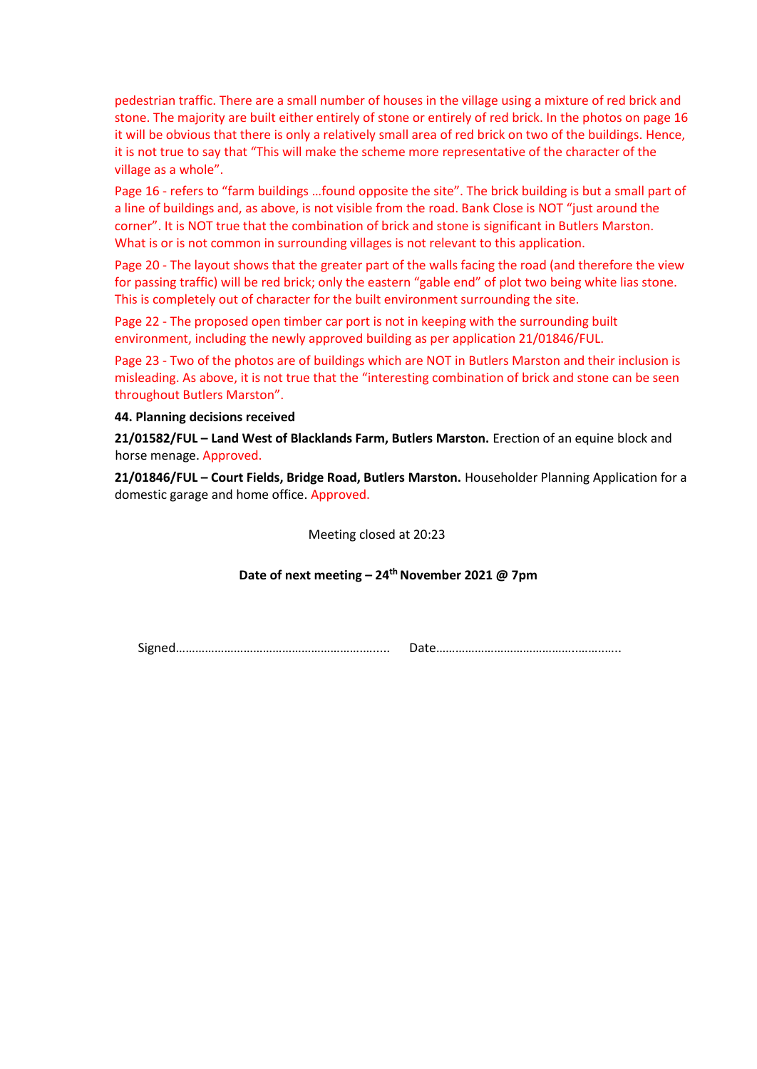pedestrian traffic. There are a small number of houses in the village using a mixture of red brick and stone. The majority are built either entirely of stone or entirely of red brick. In the photos on page 16 it will be obvious that there is only a relatively small area of red brick on two of the buildings. Hence, it is not true to say that "This will make the scheme more representative of the character of the village as a whole".

Page 16 - refers to "farm buildings …found opposite the site". The brick building is but a small part of a line of buildings and, as above, is not visible from the road. Bank Close is NOT "just around the corner". It is NOT true that the combination of brick and stone is significant in Butlers Marston. What is or is not common in surrounding villages is not relevant to this application.

Page 20 - The layout shows that the greater part of the walls facing the road (and therefore the view for passing traffic) will be red brick; only the eastern "gable end" of plot two being white lias stone. This is completely out of character for the built environment surrounding the site.

Page 22 - The proposed open timber car port is not in keeping with the surrounding built environment, including the newly approved building as per application 21/01846/FUL.

Page 23 - Two of the photos are of buildings which are NOT in Butlers Marston and their inclusion is misleading. As above, it is not true that the "interesting combination of brick and stone can be seen throughout Butlers Marston".

**44. Planning decisions received**

**21/01582/FUL – Land West of Blacklands Farm, Butlers Marston.** Erection of an equine block and horse menage. Approved.

**21/01846/FUL – Court Fields, Bridge Road, Butlers Marston.** Householder Planning Application for a domestic garage and home office. Approved.

Meeting closed at 20:23

**Date of next meeting – 24th November 2021 @ 7pm**

Signed………………………………………………………..... Date……………………………………….………..